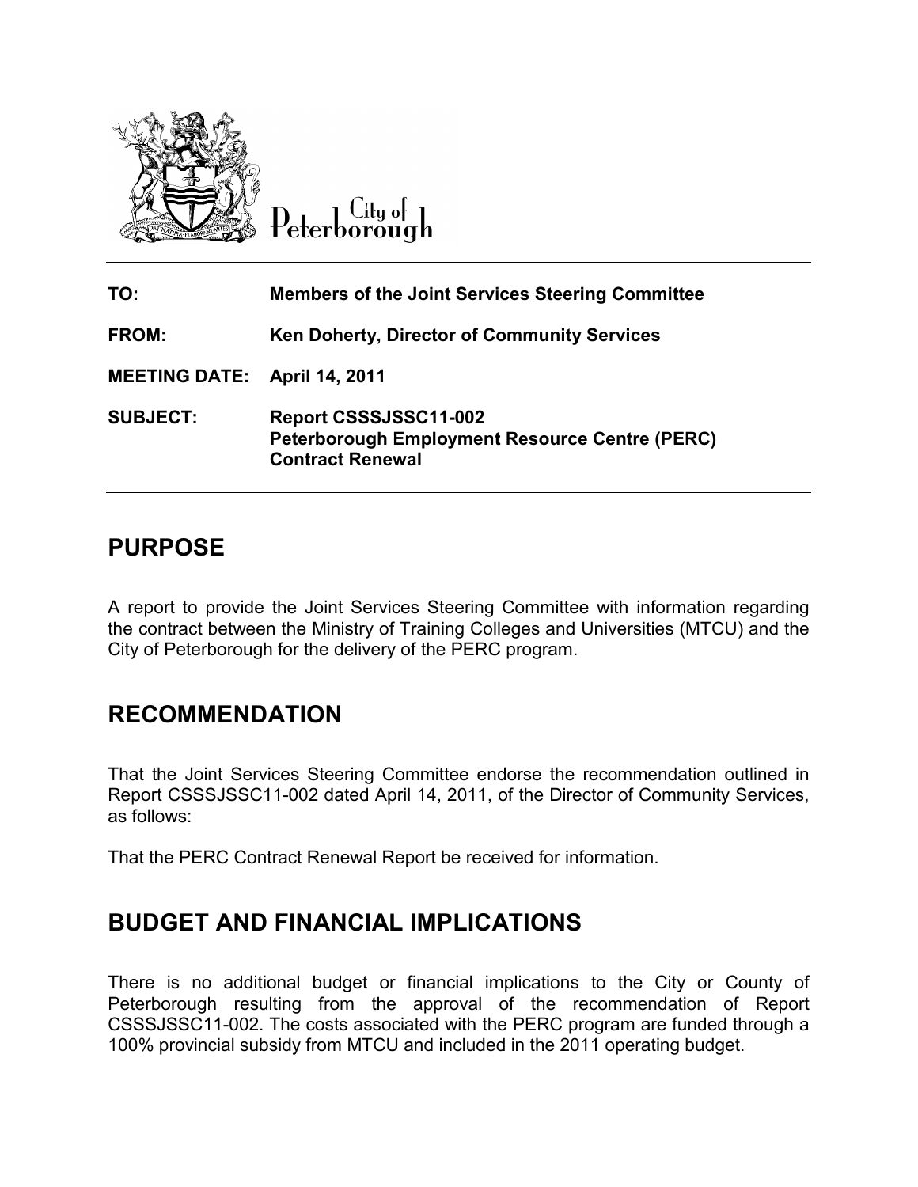City of Peterborough

| | |
|---|---|
| **TO:** | **Members of the Joint Services Steering Committee** |
| **FROM:** | **Ken Doherty, Director of Community Services** |
| **MEETING DATE:** | **April 14, 2011** |
| **SUBJECT:** | **Report CSSSJSSC11-002**<br>**Peterborough Employment Resource Centre (PERC) Contract Renewal** |

## PURPOSE

A report to provide the Joint Services Steering Committee with information regarding the contract between the Ministry of Training Colleges and Universities (MTCU) and the City of Peterborough for the delivery of the PERC program.

## RECOMMENDATION

That the Joint Services Steering Committee endorse the recommendation outlined in Report CSSSJSSC11-002 dated April 14, 2011, of the Director of Community Services, as follows:

That the PERC Contract Renewal Report be received for information.

## BUDGET AND FINANCIAL IMPLICATIONS

There is no additional budget or financial implications to the City or County of Peterborough resulting from the approval of the recommendation of Report CSSSJSSC11-002. The costs associated with the PERC program are funded through a 100% provincial subsidy from MTCU and included in the 2011 operating budget.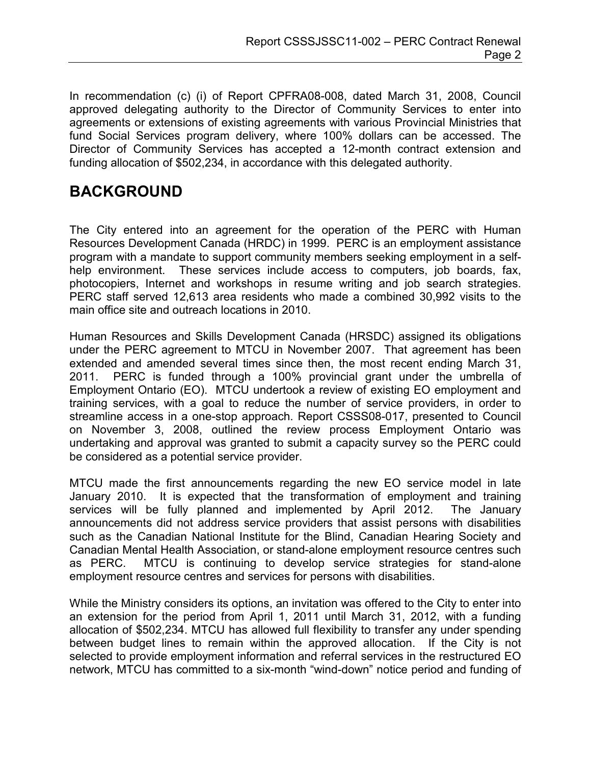In recommendation (c) (i) of Report CPFRA08-008, dated March 31, 2008, Council approved delegating authority to the Director of Community Services to enter into agreements or extensions of existing agreements with various Provincial Ministries that fund Social Services program delivery, where 100% dollars can be accessed. The Director of Community Services has accepted a 12-month contract extension and funding allocation of $502,234, in accordance with this delegated authority.

# BACKGROUND

The City entered into an agreement for the operation of the PERC with Human Resources Development Canada (HRDC) in 1999. PERC is an employment assistance program with a mandate to support community members seeking employment in a self-help environment. These services include access to computers, job boards, fax, photocopiers, Internet and workshops in resume writing and job search strategies. PERC staff served 12,613 area residents who made a combined 30,992 visits to the main office site and outreach locations in 2010.

Human Resources and Skills Development Canada (HRSDC) assigned its obligations under the PERC agreement to MTCU in November 2007. That agreement has been extended and amended several times since then, the most recent ending March 31, 2011. PERC is funded through a 100% provincial grant under the umbrella of Employment Ontario (EO). MTCU undertook a review of existing EO employment and training services, with a goal to reduce the number of service providers, in order to streamline access in a one-stop approach. Report CSSS08-017, presented to Council on November 3, 2008, outlined the review process Employment Ontario was undertaking and approval was granted to submit a capacity survey so the PERC could be considered as a potential service provider.

MTCU made the first announcements regarding the new EO service model in late January 2010. It is expected that the transformation of employment and training services will be fully planned and implemented by April 2012. The January announcements did not address service providers that assist persons with disabilities such as the Canadian National Institute for the Blind, Canadian Hearing Society and Canadian Mental Health Association, or stand-alone employment resource centres such as PERC. MTCU is continuing to develop service strategies for stand-alone employment resource centres and services for persons with disabilities.

While the Ministry considers its options, an invitation was offered to the City to enter into an extension for the period from April 1, 2011 until March 31, 2012, with a funding allocation of $502,234. MTCU has allowed full flexibility to transfer any under spending between budget lines to remain within the approved allocation. If the City is not selected to provide employment information and referral services in the restructured EO network, MTCU has committed to a six-month "wind-down" notice period and funding of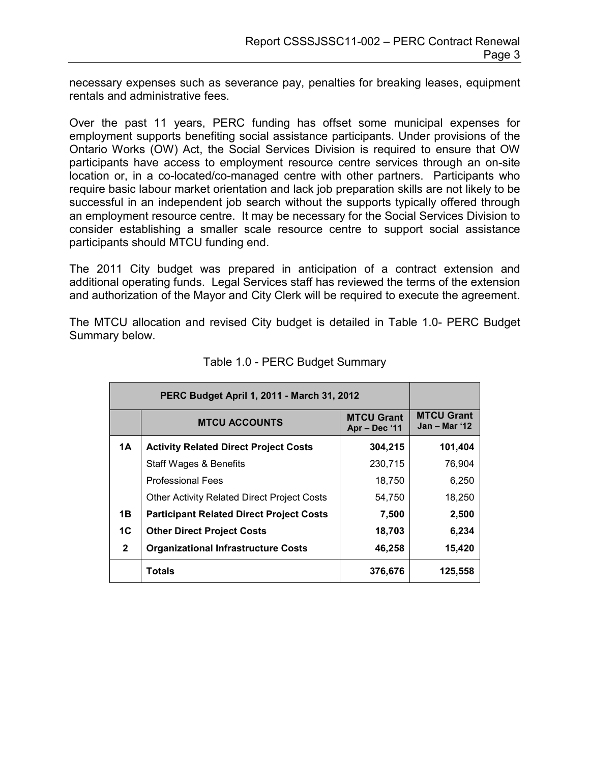necessary expenses such as severance pay, penalties for breaking leases, equipment rentals and administrative fees.

Over the past 11 years, PERC funding has offset some municipal expenses for employment supports benefiting social assistance participants. Under provisions of the Ontario Works (OW) Act, the Social Services Division is required to ensure that OW participants have access to employment resource centre services through an on-site location or, in a co-located/co-managed centre with other partners. Participants who require basic labour market orientation and lack job preparation skills are not likely to be successful in an independent job search without the supports typically offered through an employment resource centre. It may be necessary for the Social Services Division to consider establishing a smaller scale resource centre to support social assistance participants should MTCU funding end.

The 2011 City budget was prepared in anticipation of a contract extension and additional operating funds. Legal Services staff has reviewed the terms of the extension and authorization of the Mayor and City Clerk will be required to execute the agreement.

The MTCU allocation and revised City budget is detailed in Table 1.0- PERC Budget Summary below.

Table 1.0 - PERC Budget Summary

| PERC Budget April 1, 2011 - March 31, 2012 | | | |
|---|---|---|---|
| | **MTCU ACCOUNTS** | **MTCU Grant Apr – Dec '11** | **MTCU Grant Jan – Mar '12** |
| **1A** | **Activity Related Direct Project Costs** | **304,215** | **101,404** |
| | Staff Wages & Benefits | 230,715 | 76,904 |
| | Professional Fees | 18,750 | 6,250 |
| | Other Activity Related Direct Project Costs | 54,750 | 18,250 |
| **1B** | **Participant Related Direct Project Costs** | **7,500** | **2,500** |
| **1C** | **Other Direct Project Costs** | **18,703** | **6,234** |
| **2** | **Organizational Infrastructure Costs** | **46,258** | **15,420** |
| | **Totals** | **376,676** | **125,558** |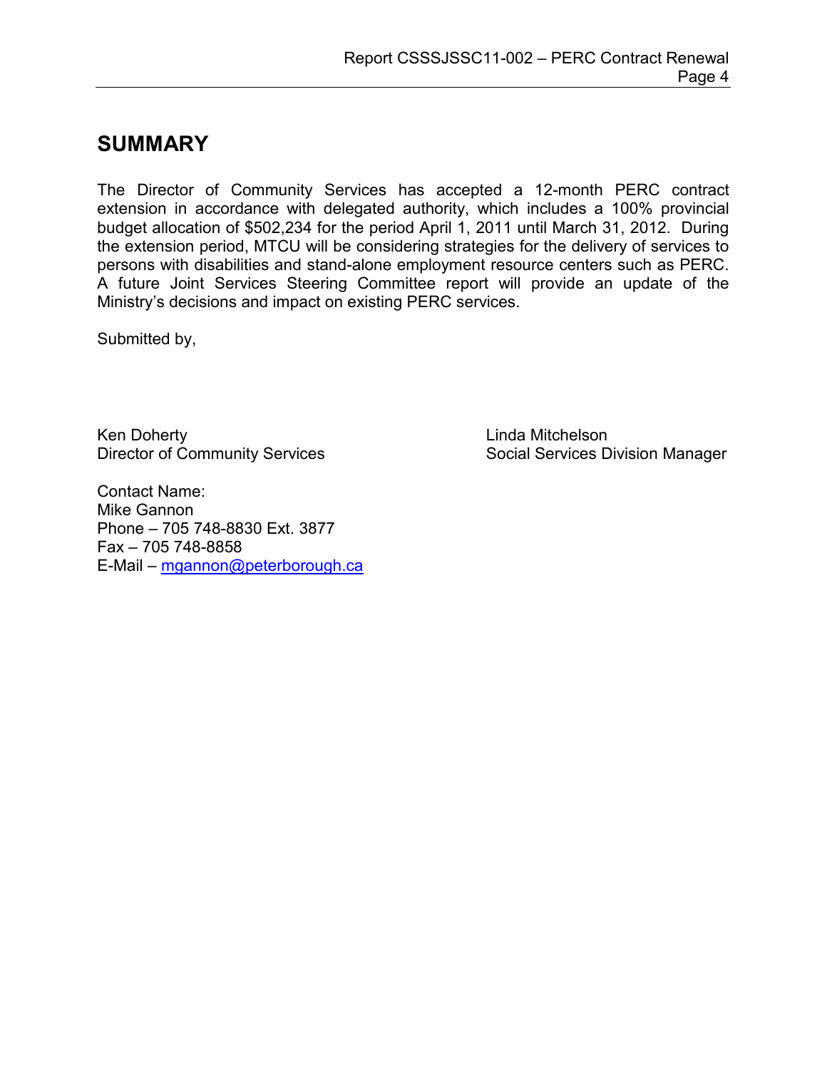## SUMMARY

The Director of Community Services has accepted a 12-month PERC contract extension in accordance with delegated authority, which includes a 100% provincial budget allocation of $502,234 for the period April 1, 2011 until March 31, 2012. During the extension period, MTCU will be considering strategies for the delivery of services to persons with disabilities and stand-alone employment resource centers such as PERC. A future Joint Services Steering Committee report will provide an update of the Ministry's decisions and impact on existing PERC services.

Submitted by,

Ken Doherty
Director of Community Services

Linda Mitchelson
Social Services Division Manager

Contact Name:
Mike Gannon
Phone – 705 748-8830 Ext. 3877
Fax – 705 748-8858
E-Mail – mgannon@peterborough.ca